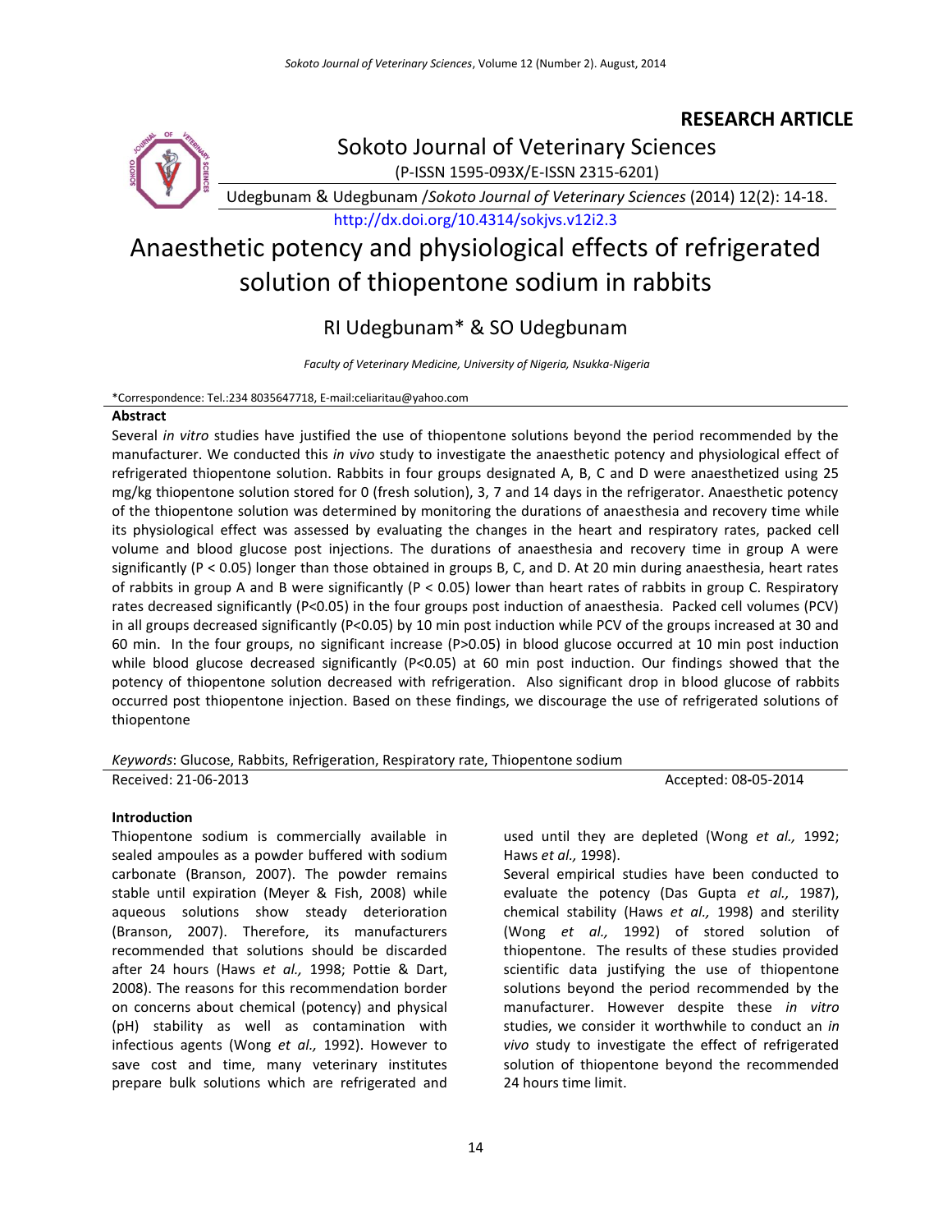RESEARCH ARTICLE

Sokoto Journal of Veterinary Sciences

(P-ISSN 1595-093X/E-ISSN 2315-6201)

Udegbunam & Udegbunam /*Sokoto Journal of Veterinary Sciences* (2014) 12(2): 14-18.

http://dx.doi.org/10.4314/sokjvs.v12i2.3

# Anaesthetic potency and physiological effects of refrigerated solution of thiopentone sodium in rabbits

## RI Udegbunam* & SO Udegbunam

*Faculty of Veterinary Medicine, University of Nigeria, Nsukka-Nigeria*

*Correspondence: Tel.:234 8035647718, E-mail:celiaritau@yahoo.com

### Abstract

Several *in vitro* studies have justified the use of thiopentone solutions beyond the period recommended by the manufacturer. We conducted this *in vivo* study to investigate the anaesthetic potency and physiological effect of refrigerated thiopentone solution. Rabbits in four groups designated A, B, C and D were anaesthetized using 25 mg/kg thiopentone solution stored for 0 (fresh solution), 3, 7 and 14 days in the refrigerator. Anaesthetic potency of the thiopentone solution was determined by monitoring the durations of anaesthesia and recovery time while its physiological effect was assessed by evaluating the changes in the heart and respiratory rates, packed cell volume and blood glucose post injections. The durations of anaesthesia and recovery time in group A were significantly ($P < 0.05$) longer than those obtained in groups B, C, and D. At 20 min during anaesthesia, heart rates of rabbits in group A and B were significantly ($P < 0.05$) lower than heart rates of rabbits in group C. Respiratory rates decreased significantly ($P<0.05$) in the four groups post induction of anaesthesia. Packed cell volumes (PCV) in all groups decreased significantly ($P<0.05$) by 10 min post induction while PCV of the groups increased at 30 and 60 min. In the four groups, no significant increase ($P>0.05$) in blood glucose occurred at 10 min post induction while blood glucose decreased significantly ($P<0.05$) at 60 min post induction. Our findings showed that the potency of thiopentone solution decreased with refrigeration. Also significant drop in blood glucose of rabbits occurred post thiopentone injection. Based on these findings, we discourage the use of refrigerated solutions of thiopentone

*Keywords*: Glucose, Rabbits, Refrigeration, Respiratory rate, Thiopentone sodium

Received: 21-06-2013 Accepted: 08-05-2014

### Introduction

Thiopentone sodium is commercially available in sealed ampoules as a powder buffered with sodium carbonate (Branson, 2007). The powder remains stable until expiration (Meyer & Fish, 2008) while aqueous solutions show steady deterioration (Branson, 2007). Therefore, its manufacturers recommended that solutions should be discarded after 24 hours (Haws *et al.,* 1998; Pottie & Dart, 2008). The reasons for this recommendation border on concerns about chemical (potency) and physical (pH) stability as well as contamination with infectious agents (Wong *et al.,* 1992). However to save cost and time, many veterinary institutes prepare bulk solutions which are refrigerated and used until they are depleted (Wong *et al.,* 1992; Haws *et al.,* 1998).

Several empirical studies have been conducted to evaluate the potency (Das Gupta *et al.,* 1987), chemical stability (Haws *et al.,* 1998) and sterility (Wong *et al.,* 1992) of stored solution of thiopentone. The results of these studies provided scientific data justifying the use of thiopentone solutions beyond the period recommended by the manufacturer. However despite these *in vitro* studies, we consider it worthwhile to conduct an *in vivo* study to investigate the effect of refrigerated solution of thiopentone beyond the recommended 24 hours time limit.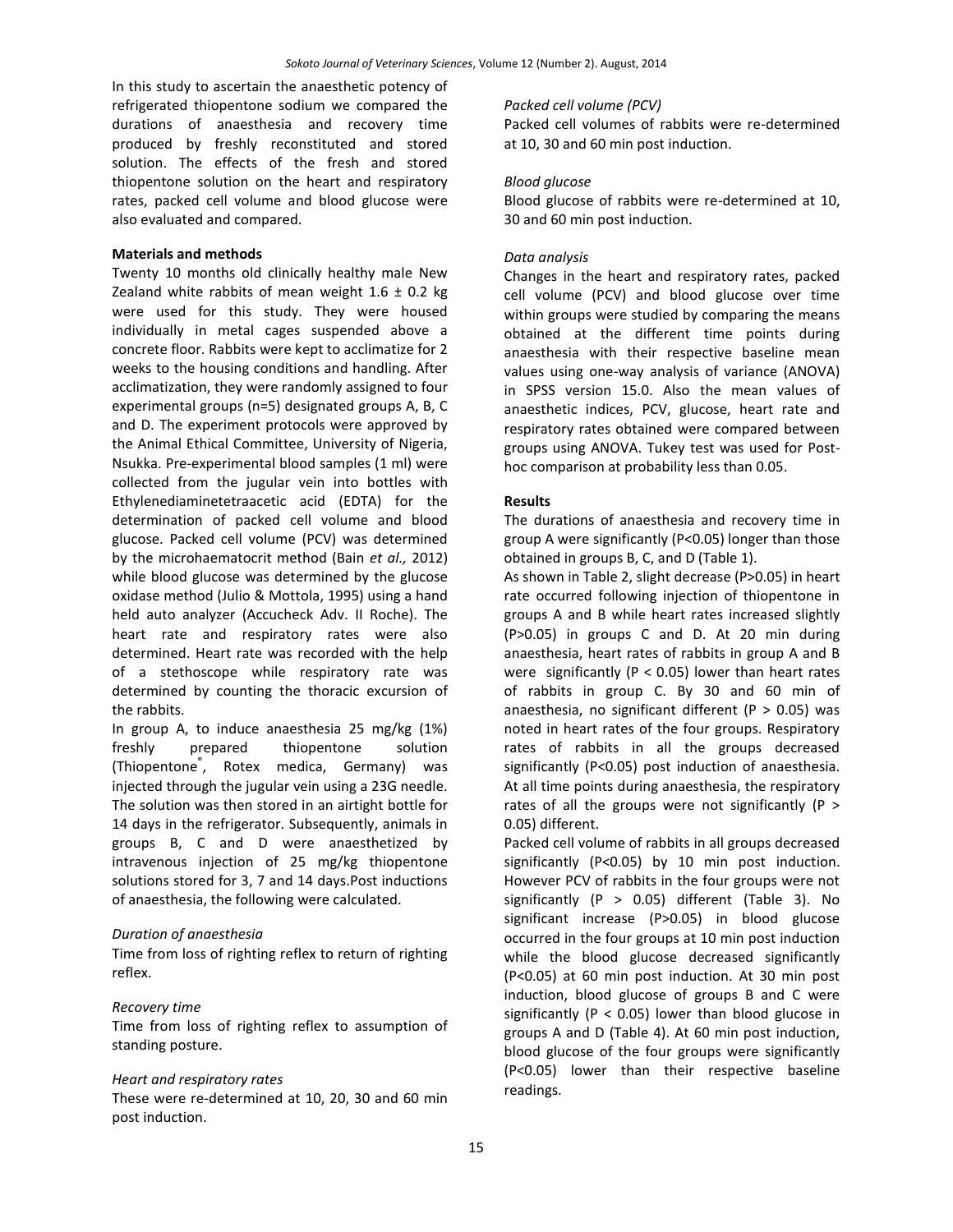In this study to ascertain the anaesthetic potency of refrigerated thiopentone sodium we compared the durations of anaesthesia and recovery time produced by freshly reconstituted and stored solution. The effects of the fresh and stored thiopentone solution on the heart and respiratory rates, packed cell volume and blood glucose were also evaluated and compared.

## Materials and methods

Twenty 10 months old clinically healthy male New Zealand white rabbits of mean weight 1.6 ± 0.2 kg were used for this study. They were housed individually in metal cages suspended above a concrete floor. Rabbits were kept to acclimatize for 2 weeks to the housing conditions and handling. After acclimatization, they were randomly assigned to four experimental groups (n=5) designated groups A, B, C and D. The experiment protocols were approved by the Animal Ethical Committee, University of Nigeria, Nsukka. Pre-experimental blood samples (1 ml) were collected from the jugular vein into bottles with Ethylenediaminetetraacetic acid (EDTA) for the determination of packed cell volume and blood glucose. Packed cell volume (PCV) was determined by the microhaematocrit method (Bain *et al.,* 2012) while blood glucose was determined by the glucose oxidase method (Julio & Mottola, 1995) using a hand held auto analyzer (Accucheck Adv. II Roche). The heart rate and respiratory rates were also determined. Heart rate was recorded with the help of a stethoscope while respiratory rate was determined by counting the thoracic excursion of the rabbits.

In group A, to induce anaesthesia 25 mg/kg (1%) freshly prepared thiopentone solution (Thiopentone®, Rotex medica, Germany) was injected through the jugular vein using a 23G needle. The solution was then stored in an airtight bottle for 14 days in the refrigerator. Subsequently, animals in groups B, C and D were anaesthetized by intravenous injection of 25 mg/kg thiopentone solutions stored for 3, 7 and 14 days.Post inductions of anaesthesia, the following were calculated.

*Duration of anaesthesia*

Time from loss of righting reflex to return of righting reflex.

*Recovery time*

Time from loss of righting reflex to assumption of standing posture.

*Heart and respiratory rates*

These were re-determined at 10, 20, 30 and 60 min post induction.

*Packed cell volume (PCV)*

Packed cell volumes of rabbits were re-determined at 10, 30 and 60 min post induction.

*Blood glucose*

Blood glucose of rabbits were re-determined at 10, 30 and 60 min post induction.

*Data analysis*

Changes in the heart and respiratory rates, packed cell volume (PCV) and blood glucose over time within groups were studied by comparing the means obtained at the different time points during anaesthesia with their respective baseline mean values using one-way analysis of variance (ANOVA) in SPSS version 15.0. Also the mean values of anaesthetic indices, PCV, glucose, heart rate and respiratory rates obtained were compared between groups using ANOVA. Tukey test was used for Post-hoc comparison at probability less than 0.05.

## Results

The durations of anaesthesia and recovery time in group A were significantly ($P<0.05$) longer than those obtained in groups B, C, and D (Table 1).

As shown in Table 2, slight decrease ($P>0.05$) in heart rate occurred following injection of thiopentone in groups A and B while heart rates increased slightly ($P>0.05$) in groups C and D. At 20 min during anaesthesia, heart rates of rabbits in group A and B were significantly ($P < 0.05$) lower than heart rates of rabbits in group C. By 30 and 60 min of anaesthesia, no significant different ($P > 0.05$) was noted in heart rates of the four groups. Respiratory rates of rabbits in all the groups decreased significantly ($P<0.05$) post induction of anaesthesia. At all time points during anaesthesia, the respiratory rates of all the groups were not significantly ($P > 0.05$) different.

Packed cell volume of rabbits in all groups decreased significantly ($P<0.05$) by 10 min post induction. However PCV of rabbits in the four groups were not significantly ($P > 0.05$) different (Table 3). No significant increase ($P>0.05$) in blood glucose occurred in the four groups at 10 min post induction while the blood glucose decreased significantly ($P<0.05$) at 60 min post induction. At 30 min post induction, blood glucose of groups B and C were significantly ($P < 0.05$) lower than blood glucose in groups A and D (Table 4). At 60 min post induction, blood glucose of the four groups were significantly ($P<0.05$) lower than their respective baseline readings.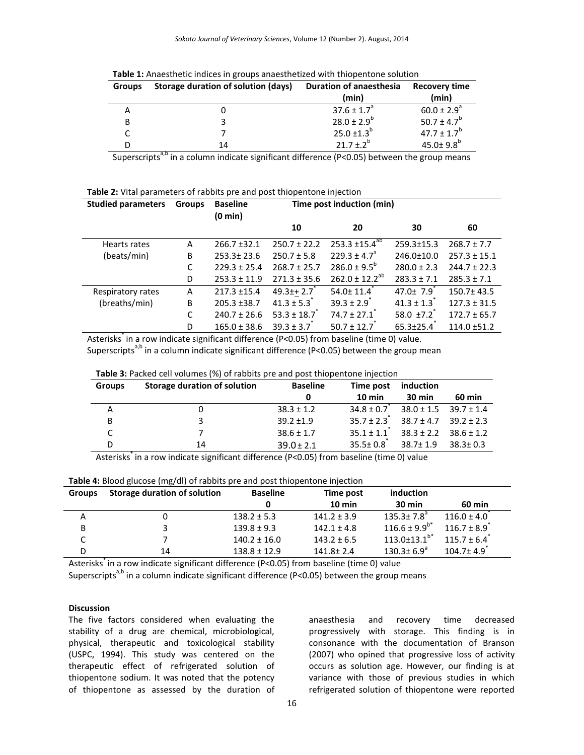**Table 1:** Anaesthetic indices in groups anaesthetized with thiopentone solution

| Groups | Storage duration of solution (days) | Duration of anaesthesia (min) | Recovery time (min) |
|---|---|---|---|
| A | 0 | 37.6 ± 1.7$^{a}$ | 60.0 ± 2.9$^{a}$ |
| B | 3 | 28.0 ± 2.9$^{b}$ | 50.7 ± 4.7$^{b}$ |
| C | 7 | 25.0 ±1.3$^{b}$ | 47.7 ± 1.7$^{b}$ |
| D | 14 | 21.7 ±.2$^{b}$ | 45.0± 9.8$^{b}$ |

Superscripts$^{a,b}$ in a column indicate significant difference (P<0.05) between the group means

**Table 2:** Vital parameters of rabbits pre and post thiopentone injection

| Studied parameters | Groups | Baseline (0 min) | Time post induction (min) | | | |
|---|---|---|---|---|---|---|
| | | | 10 | 20 | 30 | 60 |
| Hearts rates (beats/min) | A | 266.7 ±32.1 | 250.7 ± 22.2 | 253.3 ±15.4$^{ab}$ | 259.3±15.3 | 268.7 ± 7.7 |
| | B | 253.3± 23.6 | 250.7 ± 5.8 | 229.3 ± 4.7$^{a}$ | 246.0±10.0 | 257.3 ± 15.1 |
| | C | 229.3 ± 25.4 | 268.7 ± 25.7 | 286.0 ± 9.5$^{b}$ | 280.0 ± 2.3 | 244.7 ± 22.3 |
| | D | 253.3 ± 11.9 | 271.3 ± 35.6 | 262.0 ± 12.2$^{ab}$ | 283.3 ± 7.1 | 285.3 ± 7.1 |
| Respiratory rates (breaths/min) | A | 217.3 ±15.4 | 49.3±+ 2.7$^{*}$ | 54.0± 11.4$^{*}$ | 47.0± 7.9$^{*}$ | 150.7± 43.5 |
| | B | 205.3 ±38.7 | 41.3 ± 5.3$^{*}$ | 39.3 ± 2.9$^{*}$ | 41.3 ± 1.3$^{*}$ | 127.3 ± 31.5 |
| | C | 240.7 ± 26.6 | 53.3 ± 18.7$^{*}$ | 74.7 ± 27.1$^{*}$ | 58.0 ±7.2$^{*}$ | 172.7 ± 65.7 |
| | D | 165.0 ± 38.6 | 39.3 ± 3.7$^{*}$ | 50.7 ± 12.7$^{*}$ | 65.3±25.4$^{*}$ | 114.0 ±51.2 |

Asterisks$^{*}$ in a row indicate significant difference (P<0.05) from baseline (time 0) value.
Superscripts$^{a,b}$ in a column indicate significant difference (P<0.05) between the group mean

**Table 3:** Packed cell volumes (%) of rabbits pre and post thiopentone injection

| Groups | Storage duration of solution | Baseline | Time post induction | | |
|---|---|---|---|---|---|
| | | 0 | 10 min | 30 min | 60 min |
| A | 0 | 38.3 ± 1.2 | 34.8 ± 0.7$^{*}$ | 38.0 ± 1.5 | 39.7 ± 1.4 |
| B | 3 | 39.2 ±1.9 | 35.7 ± 2.3$^{*}$ | 38.7 ± 4.7 | 39.2 ± 2.3 |
| C | 7 | 38.6 ± 1.7 | 35.1 ± 1.1$^{*}$ | 38.3 ± 2.2 | 38.6 ± 1.2 |
| D | 14 | 39.0 ± 2.1 | 35.5± 0.8$^{*}$ | 38.7± 1.9 | 38.3± 0.3 |

Asterisks$^{*}$ in a row indicate significant difference (P<0.05) from baseline (time 0) value

**Table 4:** Blood glucose (mg/dl) of rabbits pre and post thiopentone injection

| Groups | Storage duration of solution | Baseline | Time post induction | | |
|---|---|---|---|---|---|
| | | 0 | 10 min | 30 min | 60 min |
| A | 0 | 138.2 ± 5.3 | 141.2 ± 3.9 | 135.3± 7.8$^{a}$ | 116.0 ± 4.0$^{*}$ |
| B | 3 | 139.8 ± 9.3 | 142.1 ± 4.8 | 116.6 ± 9.9$^{b*}$ | 116.7 ± 8.9$^{*}$ |
| C | 7 | 140.2 ± 16.0 | 143.2 ± 6.5 | 113.0±13.1$^{b*}$ | 115.7 ± 6.4$^{*}$ |
| D | 14 | 138.8 ± 12.9 | 141.8± 2.4 | 130.3± 6.9$^{a}$ | 104.7± 4.9$^{*}$ |

Asterisks$^{*}$ in a row indicate significant difference (P<0.05) from baseline (time 0) value
Superscripts$^{a,b}$ in a column indicate significant difference (P<0.05) between the group means

**Discussion**

The five factors considered when evaluating the stability of a drug are chemical, microbiological, physical, therapeutic and toxicological stability (USPC, 1994). This study was centered on the therapeutic effect of refrigerated solution of thiopentone sodium. It was noted that the potency of thiopentone as assessed by the duration of anaesthesia and recovery time decreased progressively with storage. This finding is in consonance with the documentation of Branson (2007) who opined that progressive loss of activity occurs as solution age. However, our finding is at variance with those of previous studies in which refrigerated solution of thiopentone were reported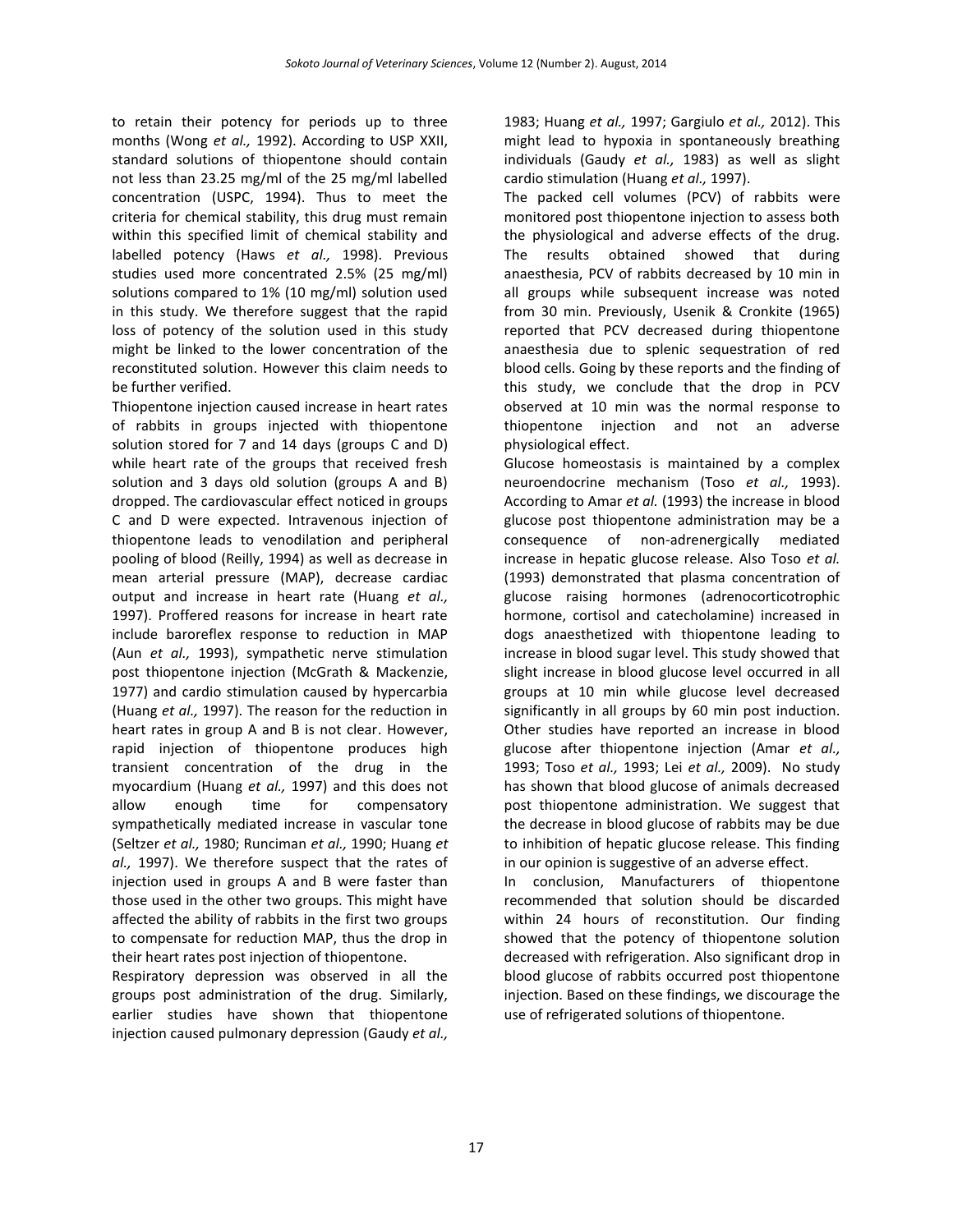to retain their potency for periods up to three months (Wong *et al.,* 1992). According to USP XXII, standard solutions of thiopentone should contain not less than 23.25 mg/ml of the 25 mg/ml labelled concentration (USPC, 1994). Thus to meet the criteria for chemical stability, this drug must remain within this specified limit of chemical stability and labelled potency (Haws *et al.,* 1998). Previous studies used more concentrated 2.5% (25 mg/ml) solutions compared to 1% (10 mg/ml) solution used in this study. We therefore suggest that the rapid loss of potency of the solution used in this study might be linked to the lower concentration of the reconstituted solution. However this claim needs to be further verified.

Thiopentone injection caused increase in heart rates of rabbits in groups injected with thiopentone solution stored for 7 and 14 days (groups C and D) while heart rate of the groups that received fresh solution and 3 days old solution (groups A and B) dropped. The cardiovascular effect noticed in groups C and D were expected. Intravenous injection of thiopentone leads to venodilation and peripheral pooling of blood (Reilly, 1994) as well as decrease in mean arterial pressure (MAP), decrease cardiac output and increase in heart rate (Huang *et al.,* 1997). Proffered reasons for increase in heart rate include baroreflex response to reduction in MAP (Aun *et al.,* 1993), sympathetic nerve stimulation post thiopentone injection (McGrath & Mackenzie, 1977) and cardio stimulation caused by hypercarbia (Huang *et al.,* 1997). The reason for the reduction in heart rates in group A and B is not clear. However, rapid injection of thiopentone produces high transient concentration of the drug in the myocardium (Huang *et al.,* 1997) and this does not allow enough time for compensatory sympathetically mediated increase in vascular tone (Seltzer *et al.,* 1980; Runciman *et al.,* 1990; Huang *et al.,* 1997). We therefore suspect that the rates of injection used in groups A and B were faster than those used in the other two groups. This might have affected the ability of rabbits in the first two groups to compensate for reduction MAP, thus the drop in their heart rates post injection of thiopentone.

Respiratory depression was observed in all the groups post administration of the drug. Similarly, earlier studies have shown that thiopentone injection caused pulmonary depression (Gaudy *et al.,* 1983; Huang *et al.,* 1997; Gargiulo *et al.,* 2012). This might lead to hypoxia in spontaneously breathing individuals (Gaudy *et al.,* 1983) as well as slight cardio stimulation (Huang *et al.,* 1997).

The packed cell volumes (PCV) of rabbits were monitored post thiopentone injection to assess both the physiological and adverse effects of the drug. The results obtained showed that during anaesthesia, PCV of rabbits decreased by 10 min in all groups while subsequent increase was noted from 30 min. Previously, Usenik & Cronkite (1965) reported that PCV decreased during thiopentone anaesthesia due to splenic sequestration of red blood cells. Going by these reports and the finding of this study, we conclude that the drop in PCV observed at 10 min was the normal response to thiopentone injection and not an adverse physiological effect.

Glucose homeostasis is maintained by a complex neuroendocrine mechanism (Toso *et al.,* 1993). According to Amar *et al.* (1993) the increase in blood glucose post thiopentone administration may be a consequence of non-adrenergically mediated increase in hepatic glucose release. Also Toso *et al.* (1993) demonstrated that plasma concentration of glucose raising hormones (adrenocorticotrophic hormone, cortisol and catecholamine) increased in dogs anaesthetized with thiopentone leading to increase in blood sugar level. This study showed that slight increase in blood glucose level occurred in all groups at 10 min while glucose level decreased significantly in all groups by 60 min post induction. Other studies have reported an increase in blood glucose after thiopentone injection (Amar *et al.,* 1993; Toso *et al.,* 1993; Lei *et al.,* 2009). No study has shown that blood glucose of animals decreased post thiopentone administration. We suggest that the decrease in blood glucose of rabbits may be due to inhibition of hepatic glucose release. This finding in our opinion is suggestive of an adverse effect.

In conclusion, Manufacturers of thiopentone recommended that solution should be discarded within 24 hours of reconstitution. Our finding showed that the potency of thiopentone solution decreased with refrigeration. Also significant drop in blood glucose of rabbits occurred post thiopentone injection. Based on these findings, we discourage the use of refrigerated solutions of thiopentone.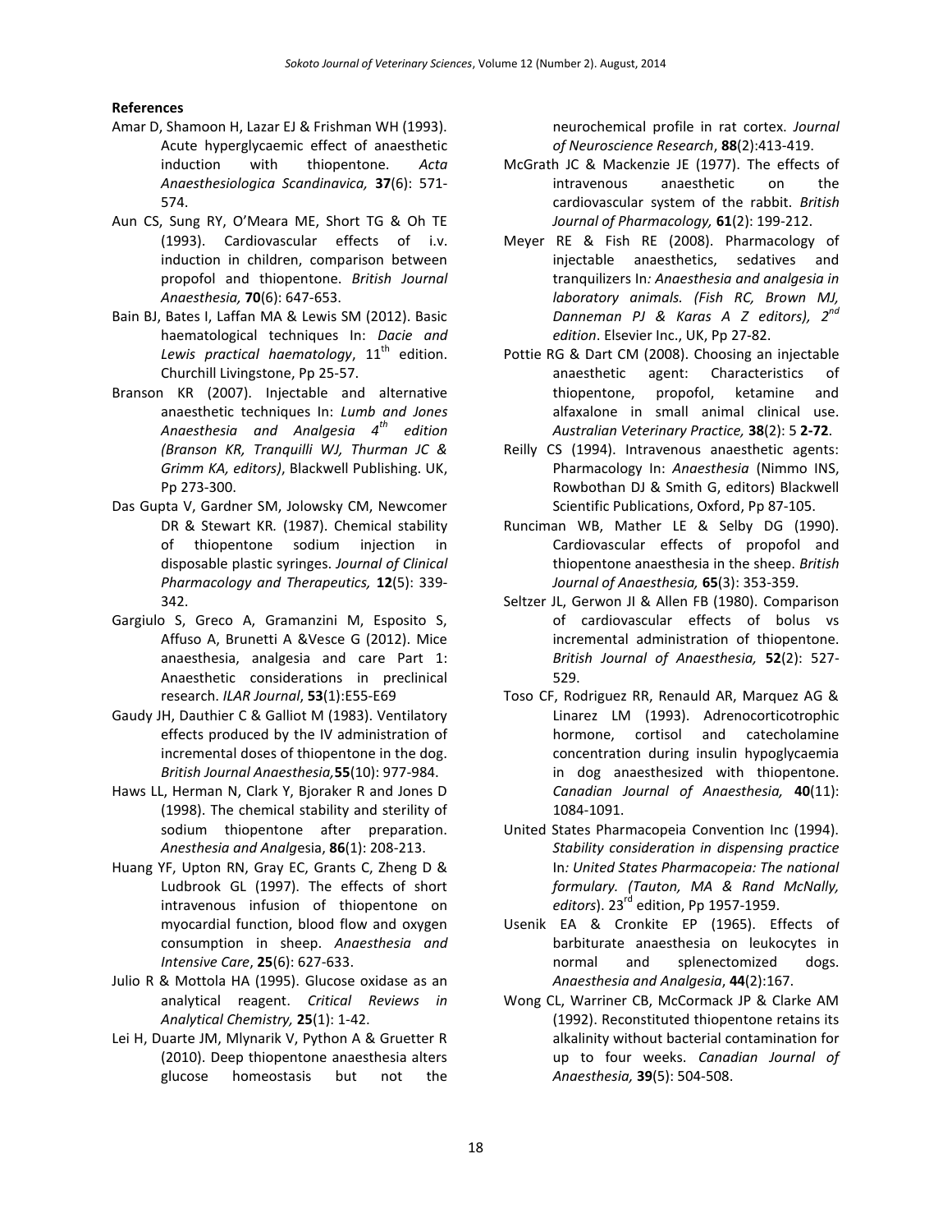**References**

Amar D, Shamoon H, Lazar EJ & Frishman WH (1993). Acute hyperglycaemic effect of anaesthetic induction with thiopentone. *Acta Anaesthesiologica Scandinavica,* **37**(6): 571-574.

Aun CS, Sung RY, O'Meara ME, Short TG & Oh TE (1993). Cardiovascular effects of i.v. induction in children, comparison between propofol and thiopentone. *British Journal Anaesthesia,* **70**(6): 647-653.

Bain BJ, Bates I, Laffan MA & Lewis SM (2012). Basic haematological techniques In: *Dacie and Lewis practical haematology*, 11th edition. Churchill Livingstone, Pp 25-57.

Branson KR (2007). Injectable and alternative anaesthetic techniques In: *Lumb and Jones Anaesthesia and Analgesia 4th edition (Branson KR, Tranquilli WJ, Thurman JC & Grimm KA, editors)*, Blackwell Publishing. UK, Pp 273-300.

Das Gupta V, Gardner SM, Jolowsky CM, Newcomer DR & Stewart KR. (1987). Chemical stability of thiopentone sodium injection in disposable plastic syringes. *Journal of Clinical Pharmacology and Therapeutics,* **12**(5): 339-342.

Gargiulo S, Greco A, Gramanzini M, Esposito S, Affuso A, Brunetti A &Vesce G (2012). Mice anaesthesia, analgesia and care Part 1: Anaesthetic considerations in preclinical research. *ILAR Journal*, **53**(1):E55-E69

Gaudy JH, Dauthier C & Galliot M (1983). Ventilatory effects produced by the IV administration of incremental doses of thiopentone in the dog. *British Journal Anaesthesia,***55**(10): 977-984.

Haws LL, Herman N, Clark Y, Bjoraker R and Jones D (1998). The chemical stability and sterility of sodium thiopentone after preparation. *Anesthesia and Analg*esia, **86**(1): 208-213.

Huang YF, Upton RN, Gray EC, Grants C, Zheng D & Ludbrook GL (1997). The effects of short intravenous infusion of thiopentone on myocardial function, blood flow and oxygen consumption in sheep. *Anaesthesia and Intensive Care*, **25**(6): 627-633.

Julio R & Mottola HA (1995). Glucose oxidase as an analytical reagent. *Critical Reviews in Analytical Chemistry,* **25**(1): 1-42.

Lei H, Duarte JM, Mlynarik V, Python A & Gruetter R (2010). Deep thiopentone anaesthesia alters glucose homeostasis but not the neurochemical profile in rat cortex. *Journal of Neuroscience Research*, **88**(2):413-419.

McGrath JC & Mackenzie JE (1977). The effects of intravenous anaesthetic on the cardiovascular system of the rabbit. *British Journal of Pharmacology,* **61**(2): 199-212.

Meyer RE & Fish RE (2008). Pharmacology of injectable anaesthetics, sedatives and tranquilizers In*: Anaesthesia and analgesia in laboratory animals. (Fish RC, Brown MJ, Danneman PJ & Karas A Z editors), 2nd edition*. Elsevier Inc., UK, Pp 27-82.

Pottie RG & Dart CM (2008). Choosing an injectable anaesthetic agent: Characteristics of thiopentone, propofol, ketamine and alfaxalone in small animal clinical use. *Australian Veterinary Practice,* **38**(2): 5 **2-72**.

Reilly CS (1994). Intravenous anaesthetic agents: Pharmacology In: *Anaesthesia* (Nimmo INS, Rowbothan DJ & Smith G, editors) Blackwell Scientific Publications, Oxford, Pp 87-105.

Runciman WB, Mather LE & Selby DG (1990). Cardiovascular effects of propofol and thiopentone anaesthesia in the sheep. *British Journal of Anaesthesia,* **65**(3): 353-359.

Seltzer JL, Gerwon JI & Allen FB (1980). Comparison of cardiovascular effects of bolus vs incremental administration of thiopentone. *British Journal of Anaesthesia,* **52**(2): 527-529.

Toso CF, Rodriguez RR, Renauld AR, Marquez AG & Linarez LM (1993). Adrenocorticotrophic hormone, cortisol and catecholamine concentration during insulin hypoglycaemia in dog anaesthesized with thiopentone. *Canadian Journal of Anaesthesia,* **40**(11): 1084-1091.

United States Pharmacopeia Convention Inc (1994). *Stability consideration in dispensing practice* In*: United States Pharmacopeia: The national formulary. (Tauton, MA & Rand McNally, editors*). 23rd edition, Pp 1957-1959.

Usenik EA & Cronkite EP (1965). Effects of barbiturate anaesthesia on leukocytes in normal and splenectomized dogs. *Anaesthesia and Analgesia*, **44**(2):167.

Wong CL, Warriner CB, McCormack JP & Clarke AM (1992). Reconstituted thiopentone retains its alkalinity without bacterial contamination for up to four weeks. *Canadian Journal of Anaesthesia,* **39**(5): 504-508.